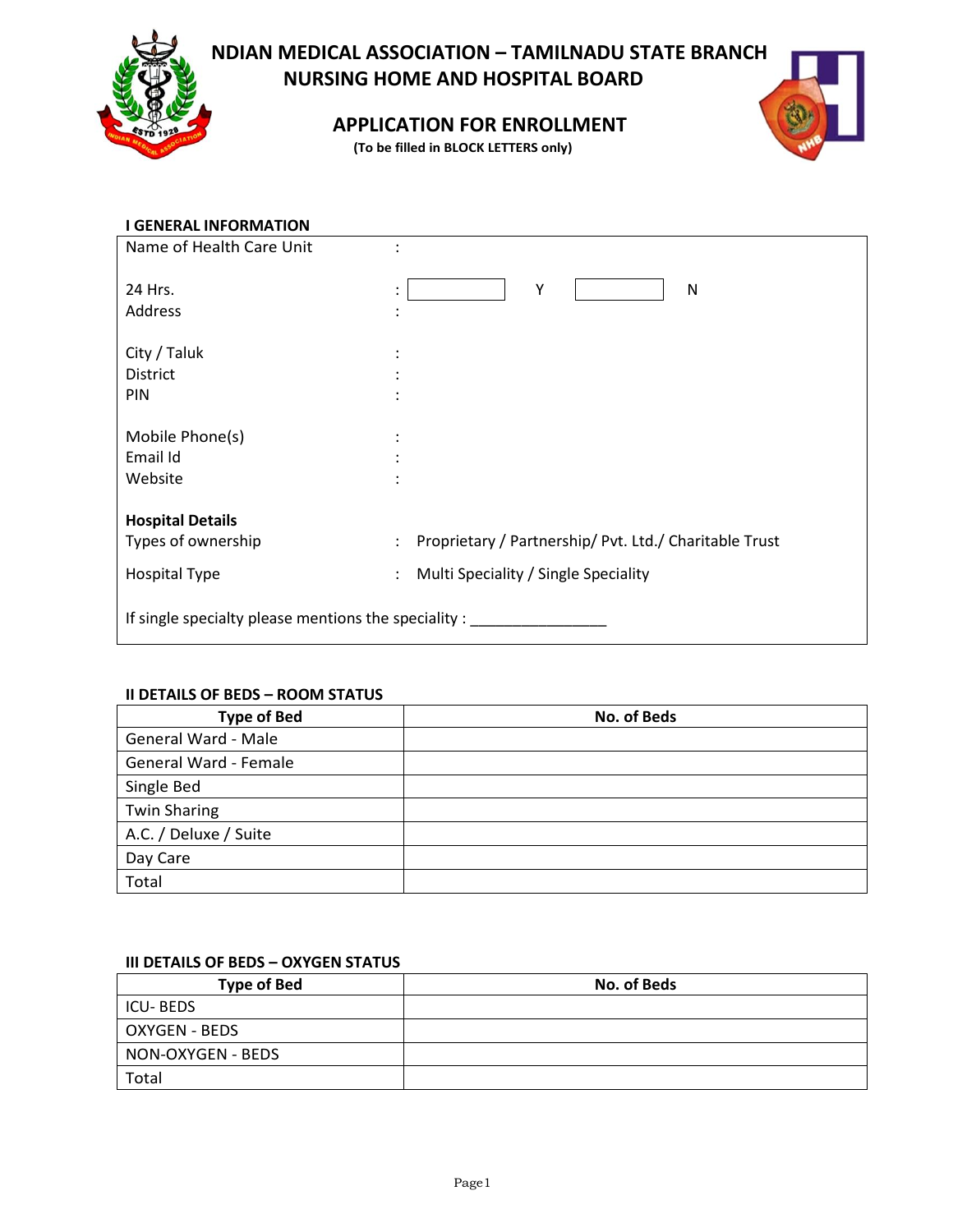# NDIAN MEDICAL ASSOCIATION – TAMILNADU STATE BRANCH
## NURSING HOME AND HOSPITAL BOARD

## APPLICATION FOR ENROLLMENT

**(To be filled in BLOCK LETTERS only)**

### I GENERAL INFORMATION

Name of Health Care Unit :

24 Hrs. : [ ] Y [ ] N

Address :

City / Taluk :

District :

PIN :

Mobile Phone(s) :

Email Id :

Website :

**Hospital Details**

Types of ownership : Proprietary / Partnership/ Pvt. Ltd./ Charitable Trust

Hospital Type : Multi Speciality / Single Speciality

If single specialty please mentions the speciality : ________________

### II DETAILS OF BEDS – ROOM STATUS

| Type of Bed | No. of Beds |
|---|---|
| General Ward - Male | |
| General Ward - Female | |
| Single Bed | |
| Twin Sharing | |
| A.C. / Deluxe / Suite | |
| Day Care | |
| Total | |

### III DETAILS OF BEDS – OXYGEN STATUS

| Type of Bed | No. of Beds |
|---|---|
| ICU- BEDS | |
| OXYGEN - BEDS | |
| NON-OXYGEN - BEDS | |
| Total | |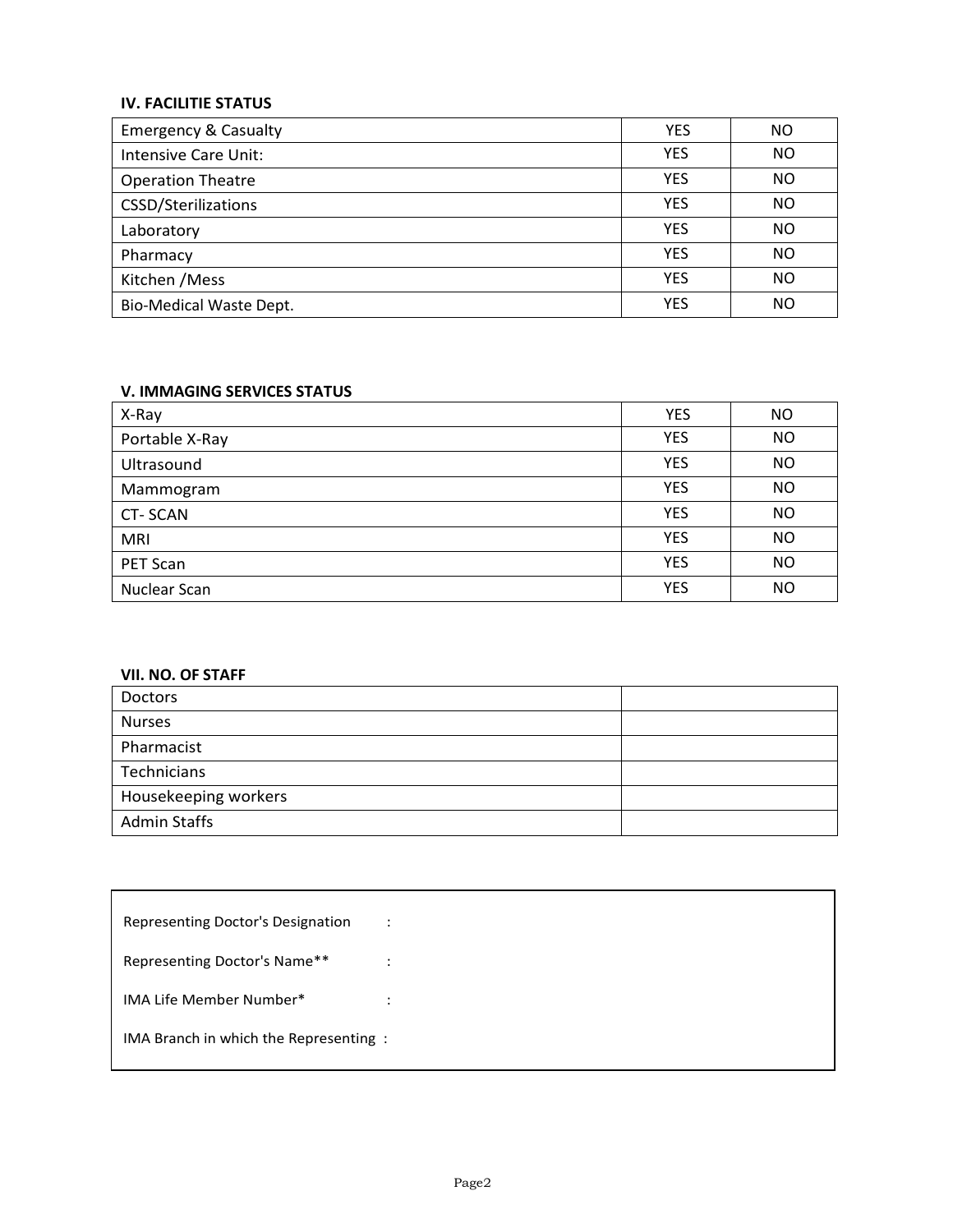### IV. FACILITIE STATUS

| | | |
|---|---|---|
| Emergency & Casualty | YES | NO |
| Intensive Care Unit: | YES | NO |
| Operation Theatre | YES | NO |
| CSSD/Sterilizations | YES | NO |
| Laboratory | YES | NO |
| Pharmacy | YES | NO |
| Kitchen /Mess | YES | NO |
| Bio-Medical Waste Dept. | YES | NO |

### V. IMMAGING SERVICES STATUS

| | | |
|---|---|---|
| X-Ray | YES | NO |
| Portable X-Ray | YES | NO |
| Ultrasound | YES | NO |
| Mammogram | YES | NO |
| CT- SCAN | YES | NO |
| MRI | YES | NO |
| PET Scan | YES | NO |
| Nuclear Scan | YES | NO |

### VII. NO. OF STAFF

| | |
|---|---|
| Doctors | |
| Nurses | |
| Pharmacist | |
| Technicians | |
| Housekeeping workers | |
| Admin Staffs | |

Representing Doctor's Designation :

Representing Doctor's Name** :

IMA Life Member Number* :

IMA Branch in which the Representing :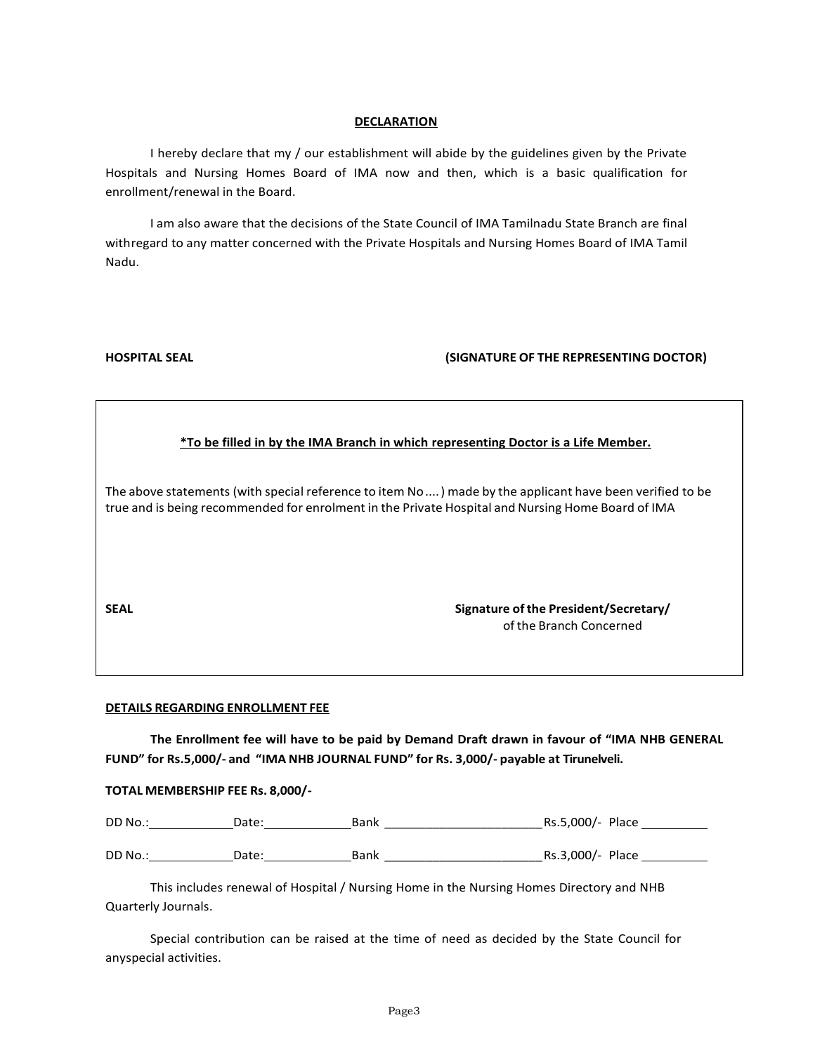## DECLARATION

I hereby declare that my / our establishment will abide by the guidelines given by the Private Hospitals and Nursing Homes Board of IMA now and then, which is a basic qualification for enrollment/renewal in the Board.

I am also aware that the decisions of the State Council of IMA Tamilnadu State Branch are final withregard to any matter concerned with the Private Hospitals and Nursing Homes Board of IMA Tamil Nadu.

**HOSPITAL SEAL** **(SIGNATURE OF THE REPRESENTING DOCTOR)**

---

**\*To be filled in by the IMA Branch in which representing Doctor is a Life Member.**

The above statements (with special reference to item No .... ) made by the applicant have been verified to be true and is being recommended for enrolment in the Private Hospital and Nursing Home Board of IMA

**SEAL** **Signature of the President/Secretary/**
of the Branch Concerned

---

**DETAILS REGARDING ENROLLMENT FEE**

**The Enrollment fee will have to be paid by Demand Draft drawn in favour of "IMA NHB GENERAL FUND" for Rs.5,000/- and "IMA NHB JOURNAL FUND" for Rs. 3,000/- payable at Tirunelveli.**

**TOTAL MEMBERSHIP FEE Rs. 8,000/-**

DD No.:____________ Date:____________ Bank ______________________ Rs.5,000/- Place __________

DD No.:____________ Date:____________ Bank ______________________ Rs.3,000/- Place __________

This includes renewal of Hospital / Nursing Home in the Nursing Homes Directory and NHB Quarterly Journals.

Special contribution can be raised at the time of need as decided by the State Council for anyspecial activities.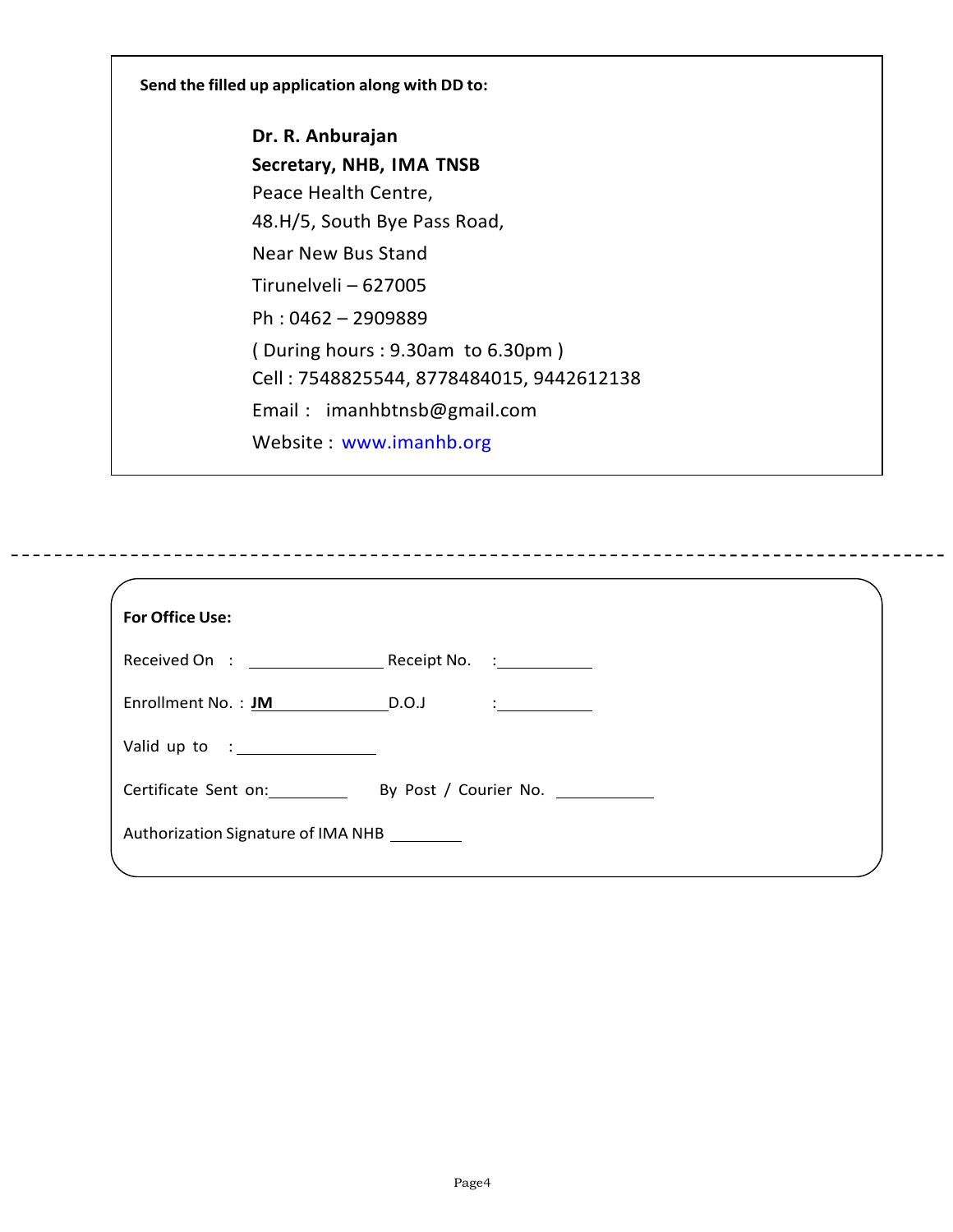**Send the filled up application along with DD to:**

**Dr. R. Anburajan**
**Secretary, NHB, IMA TNSB**
Peace Health Centre,
48.H/5, South Bye Pass Road,
Near New Bus Stand
Tirunelveli – 627005
Ph : 0462 – 2909889
( During hours : 9.30am to 6.30pm )
Cell : 7548825544, 8778484015, 9442612138
Email : imanhbtnsb@gmail.com
Website : www.imanhb.org

---

**For Office Use:**

Received On : ______________ Receipt No. : ___________

Enrollment No. : **JM** ______________ D.O.J : ___________

Valid up to : ______________

Certificate Sent on: _________ By Post / Courier No. ___________

Authorization Signature of IMA NHB ________